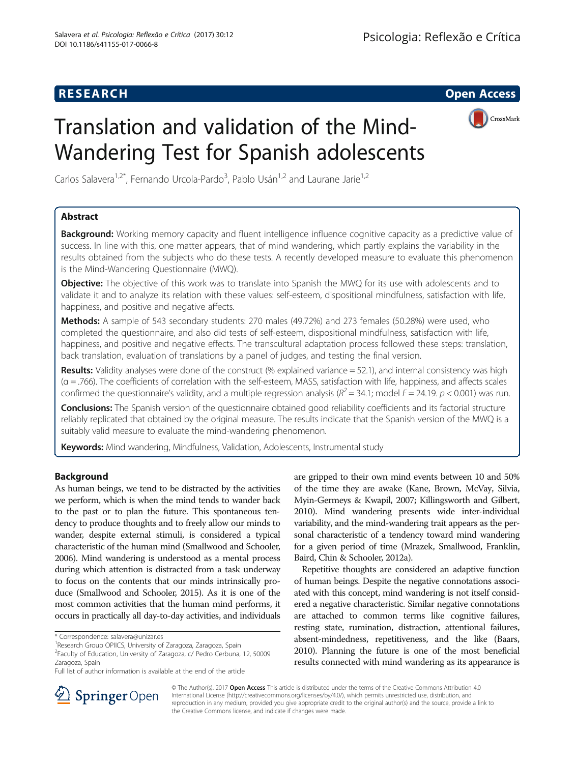**RESEARCH** **Open Access**

# Translation and validation of the Mind-Wandering Test for Spanish adolescents

Carlos Salavera[1,2*], Fernando Urcola-Pardo[3], Pablo Usán[1,2] and Laurane Jarie[1,2]

## Abstract

**Background:** Working memory capacity and fluent intelligence influence cognitive capacity as a predictive value of success. In line with this, one matter appears, that of mind wandering, which partly explains the variability in the results obtained from the subjects who do these tests. A recently developed measure to evaluate this phenomenon is the Mind-Wandering Questionnaire (MWQ).

**Objective:** The objective of this work was to translate into Spanish the MWQ for its use with adolescents and to validate it and to analyze its relation with these values: self-esteem, dispositional mindfulness, satisfaction with life, happiness, and positive and negative affects.

**Methods:** A sample of 543 secondary students: 270 males (49.72%) and 273 females (50.28%) were used, who completed the questionnaire, and also did tests of self-esteem, dispositional mindfulness, satisfaction with life, happiness, and positive and negative effects. The transcultural adaptation process followed these steps: translation, back translation, evaluation of translations by a panel of judges, and testing the final version.

**Results:** Validity analyses were done of the construct (% explained variance = 52.1), and internal consistency was high (α = .766). The coefficients of correlation with the self-esteem, MASS, satisfaction with life, happiness, and affects scales confirmed the questionnaire's validity, and a multiple regression analysis ($R^2$ = 34.1; model $F$ = 24.19. $p < 0.001$) was run.

**Conclusions:** The Spanish version of the questionnaire obtained good reliability coefficients and its factorial structure reliably replicated that obtained by the original measure. The results indicate that the Spanish version of the MWQ is a suitably valid measure to evaluate the mind-wandering phenomenon.

**Keywords:** Mind wandering, Mindfulness, Validation, Adolescents, Instrumental study

## Background

As human beings, we tend to be distracted by the activities we perform, which is when the mind tends to wander back to the past or to plan the future. This spontaneous tendency to produce thoughts and to freely allow our minds to wander, despite external stimuli, is considered a typical characteristic of the human mind (Smallwood and Schooler, 2006). Mind wandering is understood as a mental process during which attention is distracted from a task underway to focus on the contents that our minds intrinsically produce (Smallwood and Schooler, 2015). As it is one of the most common activities that the human mind performs, it occurs in practically all day-to-day activities, and individuals are gripped to their own mind events between 10 and 50% of the time they are awake (Kane, Brown, McVay, Silvia, Myin-Germeys & Kwapil, 2007; Killingsworth and Gilbert, 2010). Mind wandering presents wide inter-individual variability, and the mind-wandering trait appears as the personal characteristic of a tendency toward mind wandering for a given period of time (Mrazek, Smallwood, Franklin, Baird, Chin & Schooler, 2012a).

Repetitive thoughts are considered an adaptive function of human beings. Despite the negative connotations associated with this concept, mind wandering is not itself considered a negative characteristic. Similar negative connotations are attached to common terms like cognitive failures, resting state, rumination, distraction, attentional failures, absent-mindedness, repetitiveness, and the like (Baars, 2010). Planning the future is one of the most beneficial results connected with mind wandering as its appearance is

\* Correspondence: salavera@unizar.es
[1]Research Group OPIICS, University of Zaragoza, Zaragoza, Spain
[2]Faculty of Education, University of Zaragoza, c/ Pedro Cerbuna, 12, 50009 Zaragoza, Spain
Full list of author information is available at the end of the article

© The Author(s). 2017 **Open Access** This article is distributed under the terms of the Creative Commons Attribution 4.0 International License (http://creativecommons.org/licenses/by/4.0/), which permits unrestricted use, distribution, and reproduction in any medium, provided you give appropriate credit to the original author(s) and the source, provide a link to the Creative Commons license, and indicate if changes were made.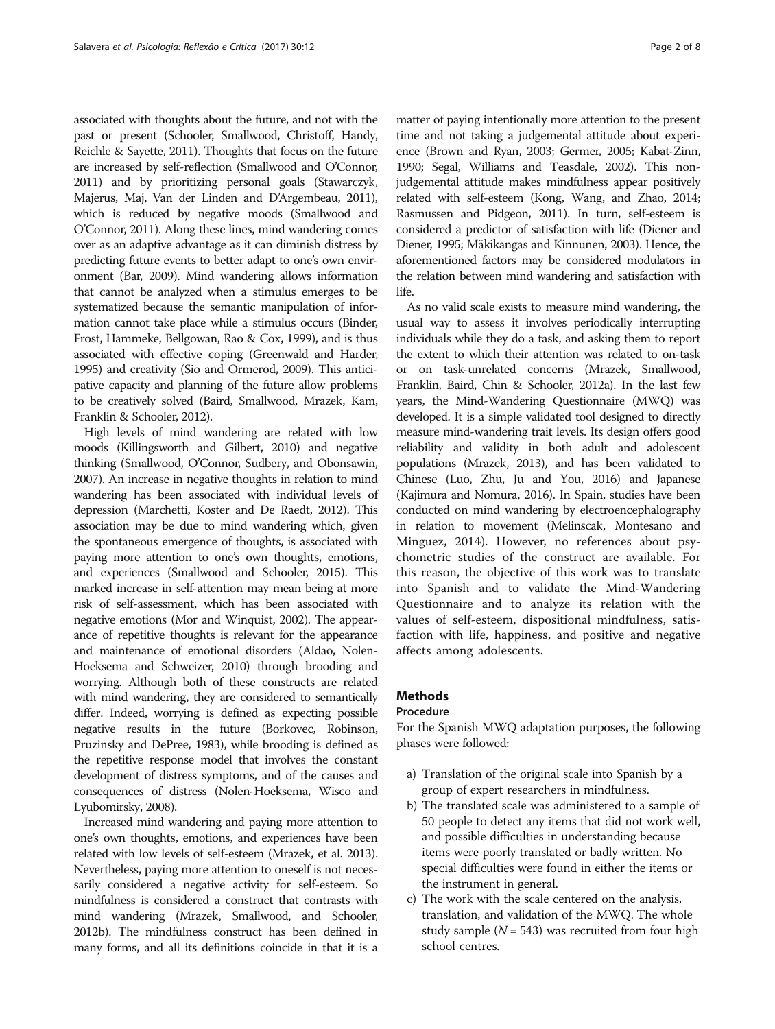associated with thoughts about the future, and not with the past or present (Schooler, Smallwood, Christoff, Handy, Reichle & Sayette, 2011). Thoughts that focus on the future are increased by self-reflection (Smallwood and O'Connor, 2011) and by prioritizing personal goals (Stawarczyk, Majerus, Maj, Van der Linden and D'Argembeau, 2011), which is reduced by negative moods (Smallwood and O'Connor, 2011). Along these lines, mind wandering comes over as an adaptive advantage as it can diminish distress by predicting future events to better adapt to one's own environment (Bar, 2009). Mind wandering allows information that cannot be analyzed when a stimulus emerges to be systematized because the semantic manipulation of information cannot take place while a stimulus occurs (Binder, Frost, Hammeke, Bellgowan, Rao & Cox, 1999), and is thus associated with effective coping (Greenwald and Harder, 1995) and creativity (Sio and Ormerod, 2009). This anticipative capacity and planning of the future allow problems to be creatively solved (Baird, Smallwood, Mrazek, Kam, Franklin & Schooler, 2012).

High levels of mind wandering are related with low moods (Killingsworth and Gilbert, 2010) and negative thinking (Smallwood, O'Connor, Sudbery, and Obonsawin, 2007). An increase in negative thoughts in relation to mind wandering has been associated with individual levels of depression (Marchetti, Koster and De Raedt, 2012). This association may be due to mind wandering which, given the spontaneous emergence of thoughts, is associated with paying more attention to one's own thoughts, emotions, and experiences (Smallwood and Schooler, 2015). This marked increase in self-attention may mean being at more risk of self-assessment, which has been associated with negative emotions (Mor and Winquist, 2002). The appearance of repetitive thoughts is relevant for the appearance and maintenance of emotional disorders (Aldao, Nolen-Hoeksema and Schweizer, 2010) through brooding and worrying. Although both of these constructs are related with mind wandering, they are considered to semantically differ. Indeed, worrying is defined as expecting possible negative results in the future (Borkovec, Robinson, Pruzinsky and DePree, 1983), while brooding is defined as the repetitive response model that involves the constant development of distress symptoms, and of the causes and consequences of distress (Nolen-Hoeksema, Wisco and Lyubomirsky, 2008).

Increased mind wandering and paying more attention to one's own thoughts, emotions, and experiences have been related with low levels of self-esteem (Mrazek, et al. 2013). Nevertheless, paying more attention to oneself is not necessarily considered a negative activity for self-esteem. So mindfulness is considered a construct that contrasts with mind wandering (Mrazek, Smallwood, and Schooler, 2012b). The mindfulness construct has been defined in many forms, and all its definitions coincide in that it is a matter of paying intentionally more attention to the present time and not taking a judgemental attitude about experience (Brown and Ryan, 2003; Germer, 2005; Kabat-Zinn, 1990; Segal, Williams and Teasdale, 2002). This non-judgemental attitude makes mindfulness appear positively related with self-esteem (Kong, Wang, and Zhao, 2014; Rasmussen and Pidgeon, 2011). In turn, self-esteem is considered a predictor of satisfaction with life (Diener and Diener, 1995; Mäkikangas and Kinnunen, 2003). Hence, the aforementioned factors may be considered modulators in the relation between mind wandering and satisfaction with life.

As no valid scale exists to measure mind wandering, the usual way to assess it involves periodically interrupting individuals while they do a task, and asking them to report the extent to which their attention was related to on-task or on task-unrelated concerns (Mrazek, Smallwood, Franklin, Baird, Chin & Schooler, 2012a). In the last few years, the Mind-Wandering Questionnaire (MWQ) was developed. It is a simple validated tool designed to directly measure mind-wandering trait levels. Its design offers good reliability and validity in both adult and adolescent populations (Mrazek, 2013), and has been validated to Chinese (Luo, Zhu, Ju and You, 2016) and Japanese (Kajimura and Nomura, 2016). In Spain, studies have been conducted on mind wandering by electroencephalography in relation to movement (Melinscak, Montesano and Minguez, 2014). However, no references about psychometric studies of the construct are available. For this reason, the objective of this work was to translate into Spanish and to validate the Mind-Wandering Questionnaire and to analyze its relation with the values of self-esteem, dispositional mindfulness, satisfaction with life, happiness, and positive and negative affects among adolescents.

## Methods

### Procedure

For the Spanish MWQ adaptation purposes, the following phases were followed:

a) Translation of the original scale into Spanish by a group of expert researchers in mindfulness.
b) The translated scale was administered to a sample of 50 people to detect any items that did not work well, and possible difficulties in understanding because items were poorly translated or badly written. No special difficulties were found in either the items or the instrument in general.
c) The work with the scale centered on the analysis, translation, and validation of the MWQ. The whole study sample ($N = 543$) was recruited from four high school centres.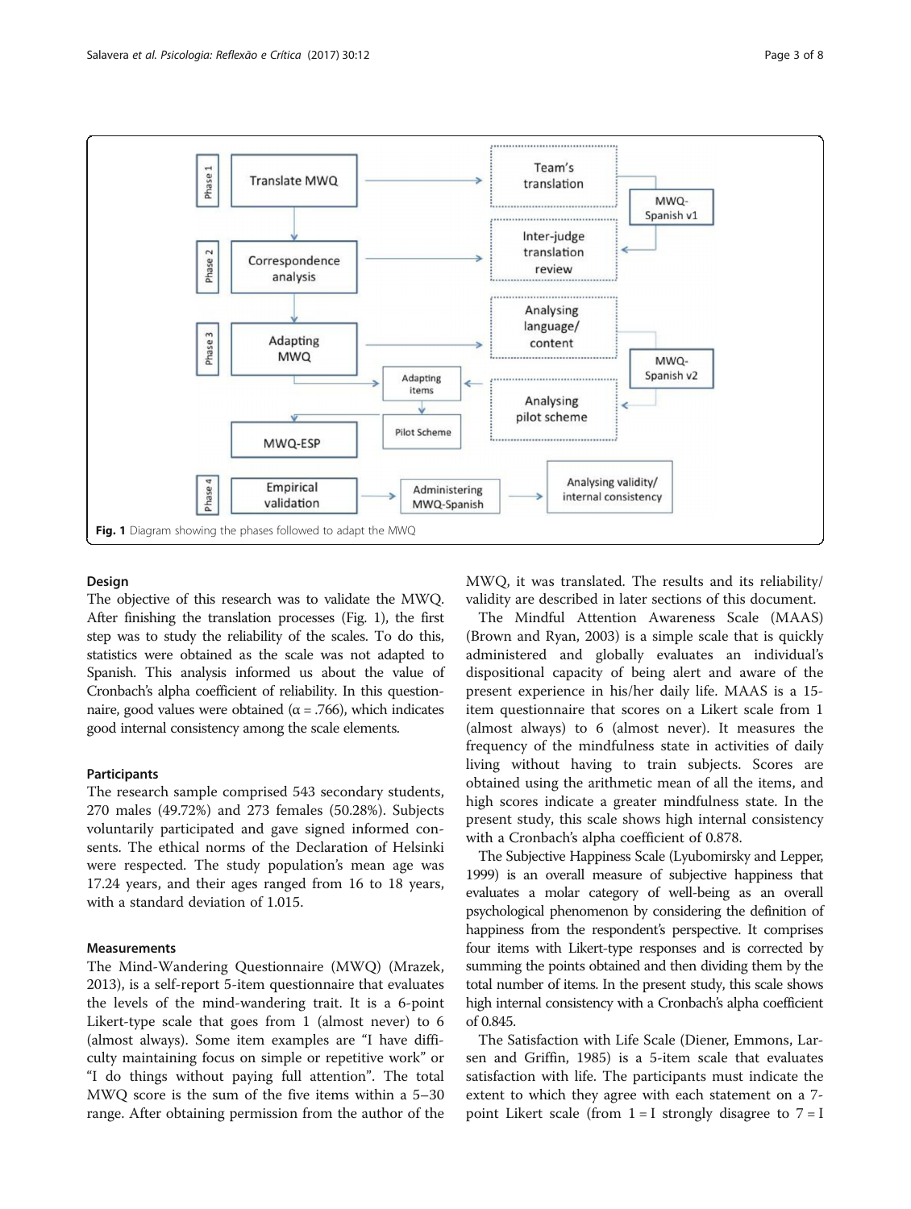Fig. 1 Diagram showing the phases followed to adapt the MWQ

### Design

The objective of this research was to validate the MWQ. After finishing the translation processes (Fig. 1), the first step was to study the reliability of the scales. To do this, statistics were obtained as the scale was not adapted to Spanish. This analysis informed us about the value of Cronbach's alpha coefficient of reliability. In this questionnaire, good values were obtained ($\alpha = .766$), which indicates good internal consistency among the scale elements.

### Participants

The research sample comprised 543 secondary students, 270 males (49.72%) and 273 females (50.28%). Subjects voluntarily participated and gave signed informed consents. The ethical norms of the Declaration of Helsinki were respected. The study population's mean age was 17.24 years, and their ages ranged from 16 to 18 years, with a standard deviation of 1.015.

### Measurements

The Mind-Wandering Questionnaire (MWQ) (Mrazek, 2013), is a self-report 5-item questionnaire that evaluates the levels of the mind-wandering trait. It is a 6-point Likert-type scale that goes from 1 (almost never) to 6 (almost always). Some item examples are "I have difficulty maintaining focus on simple or repetitive work" or "I do things without paying full attention". The total MWQ score is the sum of the five items within a 5–30 range. After obtaining permission from the author of the MWQ, it was translated. The results and its reliability/validity are described in later sections of this document.

The Mindful Attention Awareness Scale (MAAS) (Brown and Ryan, 2003) is a simple scale that is quickly administered and globally evaluates an individual's dispositional capacity of being alert and aware of the present experience in his/her daily life. MAAS is a 15-item questionnaire that scores on a Likert scale from 1 (almost always) to 6 (almost never). It measures the frequency of the mindfulness state in activities of daily living without having to train subjects. Scores are obtained using the arithmetic mean of all the items, and high scores indicate a greater mindfulness state. In the present study, this scale shows high internal consistency with a Cronbach's alpha coefficient of 0.878.

The Subjective Happiness Scale (Lyubomirsky and Lepper, 1999) is an overall measure of subjective happiness that evaluates a molar category of well-being as an overall psychological phenomenon by considering the definition of happiness from the respondent's perspective. It comprises four items with Likert-type responses and is corrected by summing the points obtained and then dividing them by the total number of items. In the present study, this scale shows high internal consistency with a Cronbach's alpha coefficient of 0.845.

The Satisfaction with Life Scale (Diener, Emmons, Larsen and Griffin, 1985) is a 5-item scale that evaluates satisfaction with life. The participants must indicate the extent to which they agree with each statement on a 7-point Likert scale (from 1 = I strongly disagree to 7 = I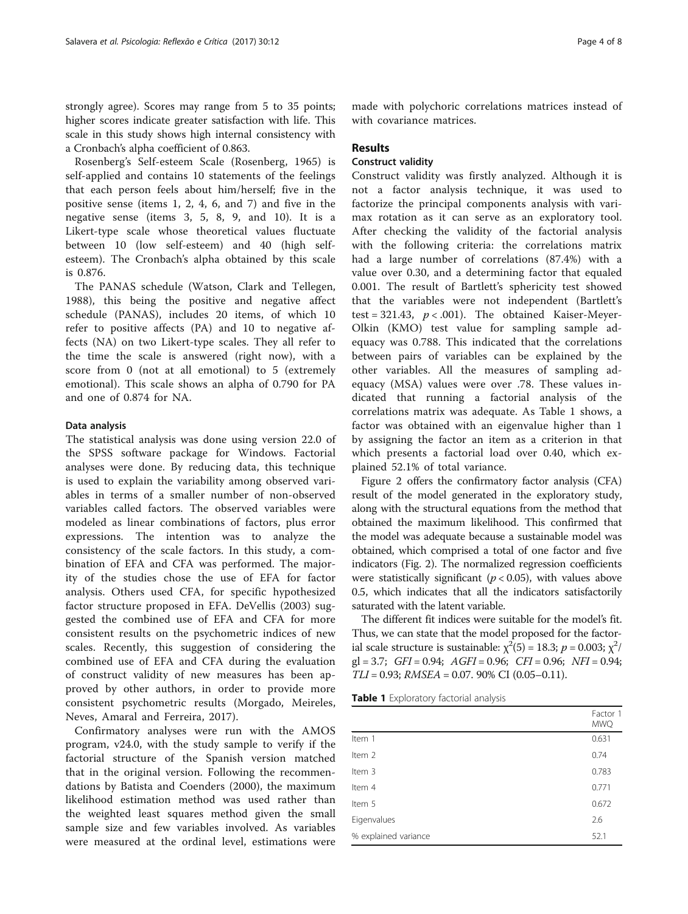strongly agree). Scores may range from 5 to 35 points; higher scores indicate greater satisfaction with life. This scale in this study shows high internal consistency with a Cronbach's alpha coefficient of 0.863.

Rosenberg's Self-esteem Scale (Rosenberg, 1965) is self-applied and contains 10 statements of the feelings that each person feels about him/herself; five in the positive sense (items 1, 2, 4, 6, and 7) and five in the negative sense (items 3, 5, 8, 9, and 10). It is a Likert-type scale whose theoretical values fluctuate between 10 (low self-esteem) and 40 (high self-esteem). The Cronbach's alpha obtained by this scale is 0.876.

The PANAS schedule (Watson, Clark and Tellegen, 1988), this being the positive and negative affect schedule (PANAS), includes 20 items, of which 10 refer to positive affects (PA) and 10 to negative affects (NA) on two Likert-type scales. They all refer to the time the scale is answered (right now), with a score from 0 (not at all emotional) to 5 (extremely emotional). This scale shows an alpha of 0.790 for PA and one of 0.874 for NA.

### Data analysis

The statistical analysis was done using version 22.0 of the SPSS software package for Windows. Factorial analyses were done. By reducing data, this technique is used to explain the variability among observed variables in terms of a smaller number of non-observed variables called factors. The observed variables were modeled as linear combinations of factors, plus error expressions. The intention was to analyze the consistency of the scale factors. In this study, a combination of EFA and CFA was performed. The majority of the studies chose the use of EFA for factor analysis. Others used CFA, for specific hypothesized factor structure proposed in EFA. DeVellis (2003) suggested the combined use of EFA and CFA for more consistent results on the psychometric indices of new scales. Recently, this suggestion of considering the combined use of EFA and CFA during the evaluation of construct validity of new measures has been approved by other authors, in order to provide more consistent psychometric results (Morgado, Meireles, Neves, Amaral and Ferreira, 2017).

Confirmatory analyses were run with the AMOS program, v24.0, with the study sample to verify if the factorial structure of the Spanish version matched that in the original version. Following the recommendations by Batista and Coenders (2000), the maximum likelihood estimation method was used rather than the weighted least squares method given the small sample size and few variables involved. As variables were measured at the ordinal level, estimations were made with polychoric correlations matrices instead of with covariance matrices.

## Results

### Construct validity

Construct validity was firstly analyzed. Although it is not a factor analysis technique, it was used to factorize the principal components analysis with varimax rotation as it can serve as an exploratory tool. After checking the validity of the factorial analysis with the following criteria: the correlations matrix had a large number of correlations (87.4%) with a value over 0.30, and a determining factor that equaled 0.001. The result of Bartlett's sphericity test showed that the variables were not independent (Bartlett's test = 321.43, $p < .001$). The obtained Kaiser-Meyer-Olkin (KMO) test value for sampling sample adequacy was 0.788. This indicated that the correlations between pairs of variables can be explained by the other variables. All the measures of sampling adequacy (MSA) values were over .78. These values indicated that running a factorial analysis of the correlations matrix was adequate. As Table 1 shows, a factor was obtained with an eigenvalue higher than 1 by assigning the factor an item as a criterion in that which presents a factorial load over 0.40, which explained 52.1% of total variance.

Figure 2 offers the confirmatory factor analysis (CFA) result of the model generated in the exploratory study, along with the structural equations from the method that obtained the maximum likelihood. This confirmed that the model was adequate because a sustainable model was obtained, which comprised a total of one factor and five indicators (Fig. 2). The normalized regression coefficients were statistically significant ($p < 0.05$), with values above 0.5, which indicates that all the indicators satisfactorily saturated with the latent variable.

The different fit indices were suitable for the model's fit. Thus, we can state that the model proposed for the factorial scale structure is sustainable: $\chi^2(5) = 18.3$; $p = 0.003$; $\chi^2/gl = 3.7$; $GFI = 0.94$; $AGFI = 0.96$; $CFI = 0.96$; $NFI = 0.94$; $TLI = 0.93$; $RMSEA = 0.07$. 90% CI (0.05–0.11).

**Table 1** Exploratory factorial analysis

| | Factor 1 MWQ |
|---|---|
| Item 1 | 0.631 |
| Item 2 | 0.74 |
| Item 3 | 0.783 |
| Item 4 | 0.771 |
| Item 5 | 0.672 |
| Eigenvalues | 2.6 |
| % explained variance | 52.1 |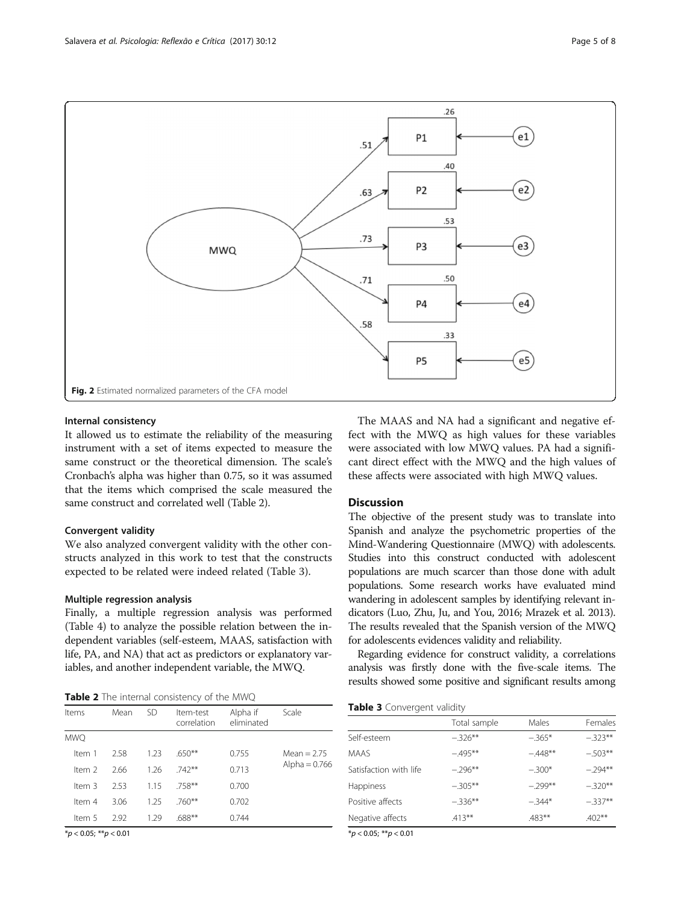Fig. 2 Estimated normalized parameters of the CFA model

### Internal consistency

It allowed us to estimate the reliability of the measuring instrument with a set of items expected to measure the same construct or the theoretical dimension. The scale's Cronbach's alpha was higher than 0.75, so it was assumed that the items which comprised the scale measured the same construct and correlated well (Table 2).

### Convergent validity

We also analyzed convergent validity with the other constructs analyzed in this work to test that the constructs expected to be related were indeed related (Table 3).

### Multiple regression analysis

Finally, a multiple regression analysis was performed (Table 4) to analyze the possible relation between the independent variables (self-esteem, MAAS, satisfaction with life, PA, and NA) that act as predictors or explanatory variables, and another independent variable, the MWQ.

**Table 2** The internal consistency of the MWQ

| Items | Mean | SD | Item-test correlation | Alpha if eliminated | Scale |
|---|---|---|---|---|---|
| MWQ | | | | | |
| Item 1 | 2.58 | 1.23 | .650** | 0.755 | Mean = 2.75 |
| Item 2 | 2.66 | 1.26 | .742** | 0.713 | Alpha = 0.766 |
| Item 3 | 2.53 | 1.15 | .758** | 0.700 | |
| Item 4 | 3.06 | 1.25 | .760** | 0.702 | |
| Item 5 | 2.92 | 1.29 | .688** | 0.744 | |

*$p < 0.05$; **$p < 0.01$

The MAAS and NA had a significant and negative effect with the MWQ as high values for these variables were associated with low MWQ values. PA had a significant direct effect with the MWQ and the high values of these affects were associated with high MWQ values.

## Discussion

The objective of the present study was to translate into Spanish and analyze the psychometric properties of the Mind-Wandering Questionnaire (MWQ) with adolescents. Studies into this construct conducted with adolescent populations are much scarcer than those done with adult populations. Some research works have evaluated mind wandering in adolescent samples by identifying relevant indicators (Luo, Zhu, Ju, and You, 2016; Mrazek et al. 2013). The results revealed that the Spanish version of the MWQ for adolescents evidences validity and reliability.

Regarding evidence for construct validity, a correlations analysis was firstly done with the five-scale items. The results showed some positive and significant results among

**Table 3** Convergent validity

| | Total sample | Males | Females |
|---|---|---|---|
| Self-esteem | −.326** | −.365* | −.323** |
| MAAS | −.495** | −.448** | −.503** |
| Satisfaction with life | −.296** | −.300* | −.294** |
| Happiness | −.305** | −.299** | −.320** |
| Positive affects | −.336** | −.344* | −.337** |
| Negative affects | .413** | .483** | .402** |

*$p < 0.05$; **$p < 0.01$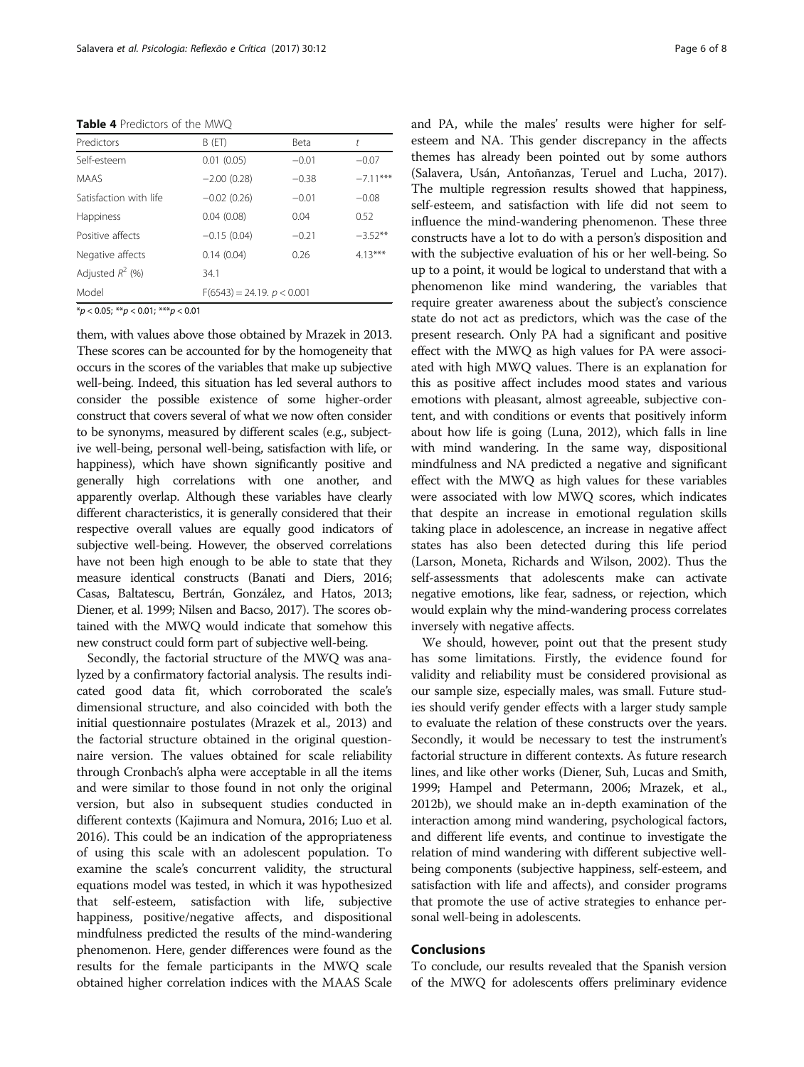**Table 4** Predictors of the MWQ

| Predictors | B (ET) | Beta | *t* |
|---|---|---|---|
| Self-esteem | 0.01 (0.05) | −0.01 | −0.07 |
| MAAS | −2.00 (0.28) | −0.38 | −7.11*** |
| Satisfaction with life | −0.02 (0.26) | −0.01 | −0.08 |
| Happiness | 0.04 (0.08) | 0.04 | 0.52 |
| Positive affects | −0.15 (0.04) | −0.21 | −3.52** |
| Negative affects | 0.14 (0.04) | 0.26 | 4.13*** |
| Adjusted $R^2$ (%) | 34.1 | | |
| Model | $F(6543) = 24.19$. $p < 0.001$ | | |

*$p < 0.05$; **$p < 0.01$; ***$p < 0.01$

them, with values above those obtained by Mrazek in 2013. These scores can be accounted for by the homogeneity that occurs in the scores of the variables that make up subjective well-being. Indeed, this situation has led several authors to consider the possible existence of some higher-order construct that covers several of what we now often consider to be synonyms, measured by different scales (e.g., subjective well-being, personal well-being, satisfaction with life, or happiness), which have shown significantly positive and generally high correlations with one another, and apparently overlap. Although these variables have clearly different characteristics, it is generally considered that their respective overall values are equally good indicators of subjective well-being. However, the observed correlations have not been high enough to be able to state that they measure identical constructs (Banati and Diers, 2016; Casas, Baltatescu, Bertrán, González, and Hatos, 2013; Diener, et al. 1999; Nilsen and Bacso, 2017). The scores obtained with the MWQ would indicate that somehow this new construct could form part of subjective well-being.

Secondly, the factorial structure of the MWQ was analyzed by a confirmatory factorial analysis. The results indicated good data fit, which corroborated the scale's dimensional structure, and also coincided with both the initial questionnaire postulates (Mrazek et al., 2013) and the factorial structure obtained in the original questionnaire version. The values obtained for scale reliability through Cronbach's alpha were acceptable in all the items and were similar to those found in not only the original version, but also in subsequent studies conducted in different contexts (Kajimura and Nomura, 2016; Luo et al. 2016). This could be an indication of the appropriateness of using this scale with an adolescent population. To examine the scale's concurrent validity, the structural equations model was tested, in which it was hypothesized that self-esteem, satisfaction with life, subjective happiness, positive/negative affects, and dispositional mindfulness predicted the results of the mind-wandering phenomenon. Here, gender differences were found as the results for the female participants in the MWQ scale obtained higher correlation indices with the MAAS Scale and PA, while the males' results were higher for self-esteem and NA. This gender discrepancy in the affects themes has already been pointed out by some authors (Salavera, Usán, Antoñanzas, Teruel and Lucha, 2017). The multiple regression results showed that happiness, self-esteem, and satisfaction with life did not seem to influence the mind-wandering phenomenon. These three constructs have a lot to do with a person's disposition and with the subjective evaluation of his or her well-being. So up to a point, it would be logical to understand that with a phenomenon like mind wandering, the variables that require greater awareness about the subject's conscience state do not act as predictors, which was the case of the present research. Only PA had a significant and positive effect with the MWQ as high values for PA were associated with high MWQ values. There is an explanation for this as positive affect includes mood states and various emotions with pleasant, almost agreeable, subjective content, and with conditions or events that positively inform about how life is going (Luna, 2012), which falls in line with mind wandering. In the same way, dispositional mindfulness and NA predicted a negative and significant effect with the MWQ as high values for these variables were associated with low MWQ scores, which indicates that despite an increase in emotional regulation skills taking place in adolescence, an increase in negative affect states has also been detected during this life period (Larson, Moneta, Richards and Wilson, 2002). Thus the self-assessments that adolescents make can activate negative emotions, like fear, sadness, or rejection, which would explain why the mind-wandering process correlates inversely with negative affects.

We should, however, point out that the present study has some limitations. Firstly, the evidence found for validity and reliability must be considered provisional as our sample size, especially males, was small. Future studies should verify gender effects with a larger study sample to evaluate the relation of these constructs over the years. Secondly, it would be necessary to test the instrument's factorial structure in different contexts. As future research lines, and like other works (Diener, Suh, Lucas and Smith, 1999; Hampel and Petermann, 2006; Mrazek, et al., 2012b), we should make an in-depth examination of the interaction among mind wandering, psychological factors, and different life events, and continue to investigate the relation of mind wandering with different subjective well-being components (subjective happiness, self-esteem, and satisfaction with life and affects), and consider programs that promote the use of active strategies to enhance personal well-being in adolescents.

## Conclusions

To conclude, our results revealed that the Spanish version of the MWQ for adolescents offers preliminary evidence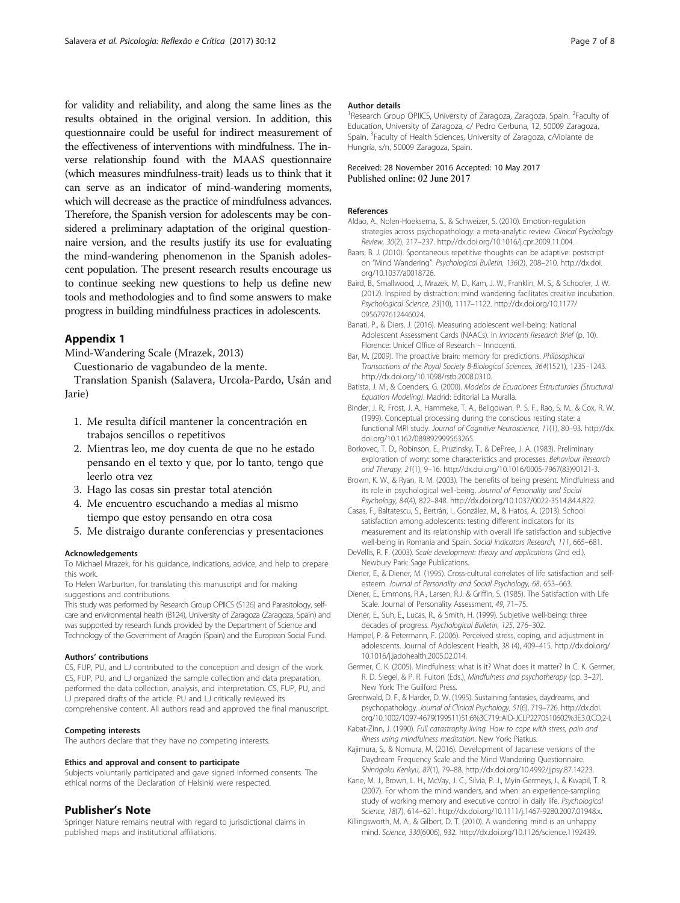for validity and reliability, and along the same lines as the results obtained in the original version. In addition, this questionnaire could be useful for indirect measurement of the effectiveness of interventions with mindfulness. The inverse relationship found with the MAAS questionnaire (which measures mindfulness-trait) leads us to think that it can serve as an indicator of mind-wandering moments, which will decrease as the practice of mindfulness advances. Therefore, the Spanish version for adolescents may be considered a preliminary adaptation of the original questionnaire version, and the results justify its use for evaluating the mind-wandering phenomenon in the Spanish adolescent population. The present research results encourage us to continue seeking new questions to help us define new tools and methodologies and to find some answers to make progress in building mindfulness practices in adolescents.

## Appendix 1

Mind-Wandering Scale (Mrazek, 2013)

Cuestionario de vagabundeo de la mente.

Translation Spanish (Salavera, Urcola-Pardo, Usán and Jarie)

1. Me resulta difícil mantener la concentración en trabajos sencillos o repetitivos
2. Mientras leo, me doy cuenta de que no he estado pensando en el texto y que, por lo tanto, tengo que leerlo otra vez
3. Hago las cosas sin prestar total atención
4. Me encuentro escuchando a medias al mismo tiempo que estoy pensando en otra cosa
5. Me distraigo durante conferencias y presentaciones

#### Acknowledgements

To Michael Mrazek, for his guidance, indications, advice, and help to prepare this work.

To Helen Warburton, for translating this manuscript and for making suggestions and contributions.

This study was performed by Research Group OPIICS (S126) and Parasitology, self-care and environmental health (B124), University of Zaragoza (Zaragoza, Spain) and was supported by research funds provided by the Department of Science and Technology of the Government of Aragón (Spain) and the European Social Fund.

#### Authors' contributions

CS, FUP, PU, and LJ contributed to the conception and design of the work. CS, FUP, PU, and LJ organized the sample collection and data preparation, performed the data collection, analysis, and interpretation. CS, FUP, PU, and LJ prepared drafts of the article. PU and LJ critically reviewed its comprehensive content. All authors read and approved the final manuscript.

#### Competing interests

The authors declare that they have no competing interests.

#### Ethics and approval and consent to participate

Subjects voluntarily participated and gave signed informed consents. The ethical norms of the Declaration of Helsinki were respected.

## Publisher's Note

Springer Nature remains neutral with regard to jurisdictional claims in published maps and institutional affiliations.

#### Author details

[1]Research Group OPIICS, University of Zaragoza, Zaragoza, Spain. [2]Faculty of Education, University of Zaragoza, c/ Pedro Cerbuna, 12, 50009 Zaragoza, Spain. [3]Faculty of Health Sciences, University of Zaragoza, c/Violante de Hungría, s/n, 50009 Zaragoza, Spain.

Received: 28 November 2016 Accepted: 10 May 2017
Published online: 02 June 2017

#### References

Aldao, A., Nolen-Hoeksema, S., & Schweizer, S. (2010). Emotion-regulation strategies across psychopathology: a meta-analytic review. *Clinical Psychology Review, 30*(2), 217–237. http://dx.doi.org/10.1016/j.cpr.2009.11.004.

Baars, B. J. (2010). Spontaneous repetitive thoughts can be adaptive: postscript on "Mind Wandering". *Psychological Bulletin, 136*(2), 208–210. http://dx.doi.org/10.1037/a0018726.

Baird, B., Smallwood, J., Mrazek, M. D., Kam, J. W., Franklin, M. S., & Schooler, J. W. (2012). Inspired by distraction: mind wandering facilitates creative incubation. *Psychological Science, 23*(10), 1117–1122. http://dx.doi.org/10.1177/0956797612446024.

Banati, P., & Diers, J. (2016). Measuring adolescent well-being: National Adolescent Assessment Cards (NAACs). In *Innocenti Research Brief* (p. 10). Florence: Unicef Office of Research – Innocenti.

Bar, M. (2009). The proactive brain: memory for predictions. *Philosophical Transactions of the Royal Society B-Biological Sciences, 364*(1521), 1235–1243. http://dx.doi.org/10.1098/rstb.2008.0310.

Batista, J. M., & Coenders, G. (2000). *Modelos de Ecuaciones Estructurales (Structural Equation Modeling)*. Madrid: Editorial La Muralla.

Binder, J. R., Frost, J. A., Hammeke, T. A., Bellgowan, P. S. F., Rao, S. M., & Cox, R. W. (1999). Conceptual processing during the conscious resting state: a functional MRI study. *Journal of Cognitive Neuroscience, 11*(1), 80–93. http://dx.doi.org/10.1162/089892999563265.

Borkovec, T. D., Robinson, E., Pruzinsky, T., & DePree, J. A. (1983). Preliminary exploration of worry: some characteristics and processes. *Behaviour Research and Therapy, 21*(1), 9–16. http://dx.doi.org/10.1016/0005-7967(83)90121-3.

Brown, K. W., & Ryan, R. M. (2003). The benefits of being present. Mindfulness and its role in psychological well-being. *Journal of Personality and Social Psychology, 84*(4), 822–848. http://dx.doi.org/10.1037/0022-3514.84.4.822.

Casas, F., Baltatescu, S., Bertrán, I., González, M., & Hatos, A. (2013). School satisfaction among adolescents: testing different indicators for its measurement and its relationship with overall life satisfaction and subjective well-being in Romania and Spain. *Social Indicators Research, 111*, 665–681.

DeVellis, R. F. (2003). *Scale development: theory and applications* (2nd ed.). Newbury Park: Sage Publications.

Diener, E., & Diener, M. (1995). Cross-cultural correlates of life satisfaction and self-esteem. *Journal of Personality and Social Psychology, 68*, 653–663.

Diener, E., Emmons, R.A., Larsen, R.J. & Griffin, S. (1985). The Satisfaction with Life Scale. Journal of Personality Assessment, *49*, 71–75.

Diener, E., Suh, E., Lucas, R., & Smith, H. (1999). Subjetive well-being: three decades of progress. *Psychological Bulletin, 125*, 276–302.

Hampel, P. & Petermann, F. (2006). Perceived stress, coping, and adjustment in adolescents. Journal of Adolescent Health, *38* (4), 409–415. http://dx.doi.org/10.1016/j.jadohealth.2005.02.014.

Germer, C. K. (2005). Mindfulness: what is it? What does it matter? In C. K. Germer, R. D. Siegel, & P. R. Fulton (Eds.), *Mindfulness and psychotherapy* (pp. 3–27). New York: The Guilford Press.

Greenwald, D. F., & Harder, D. W. (1995). Sustaining fantasies, daydreams, and psychopathology. *Journal of Clinical Psychology, 51*(6), 719–726. http://dx.doi.org/10.1002/1097-4679(199511)51:6%3C719::AID-JCLP2270510602%3E3.0.CO;2-I.

Kabat-Zinn, J. (1990). *Full catastrophy living. How to cope with stress, pain and illness using mindfulness meditation*. New York: Piatkus.

Kajimura, S., & Nomura, M. (2016). Development of Japanese versions of the Daydream Frequency Scale and the Mind Wandering Questionnaire. *Shinrigaku Kenkyu, 87*(1), 79–88. http://dx.doi.org/10.4992/jjpsy.87.14223.

Kane, M. J., Brown, L. H., McVay, J. C., Silvia, P. J., Myin-Germeys, I., & Kwapil, T. R. (2007). For whom the mind wanders, and when: an experience-sampling study of working memory and executive control in daily life. *Psychological Science, 18*(7), 614–621. http://dx.doi.org/10.1111/j.1467-9280.2007.01948.x.

Killingsworth, M. A., & Gilbert, D. T. (2010). A wandering mind is an unhappy mind. *Science, 330*(6006), 932. http://dx.doi.org/10.1126/science.1192439.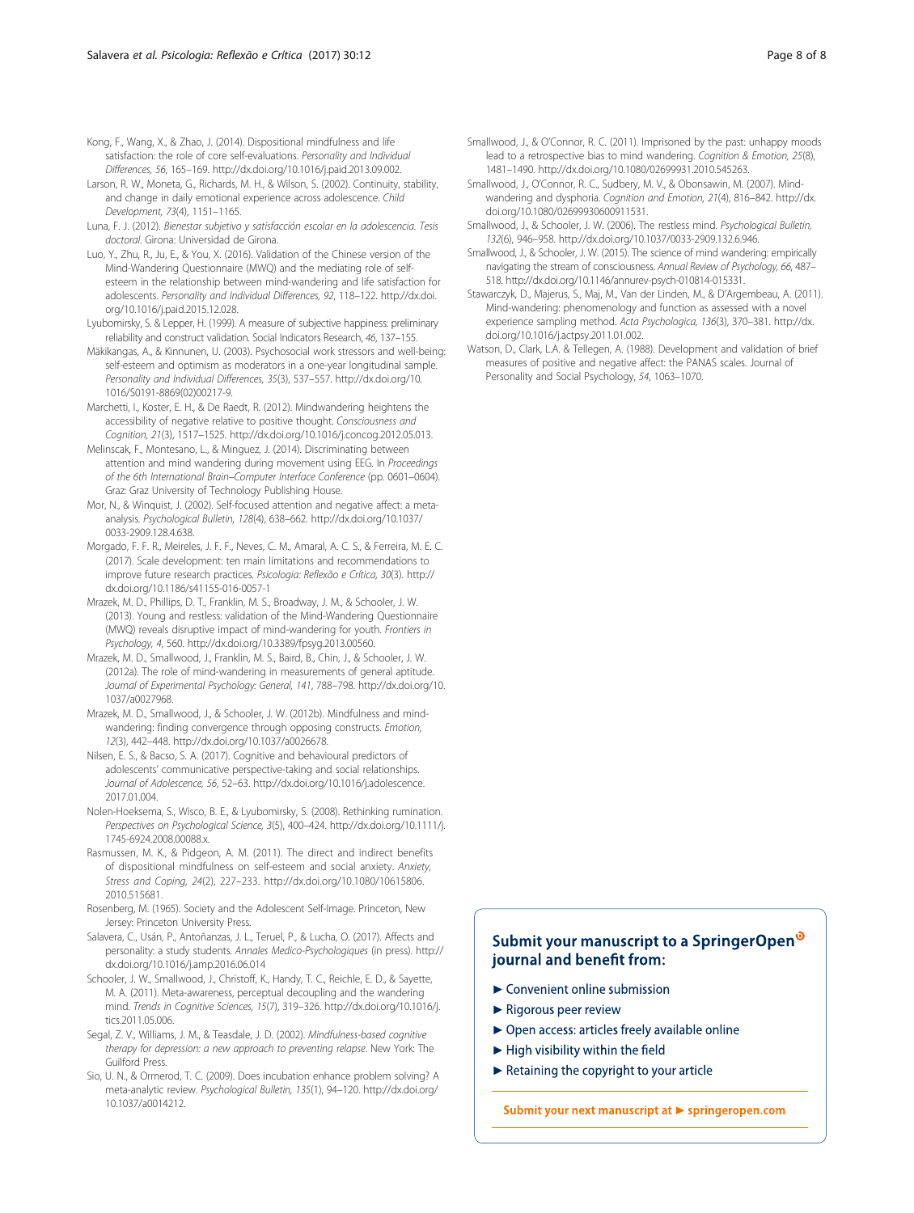Kong, F., Wang, X., & Zhao, J. (2014). Dispositional mindfulness and life satisfaction: the role of core self-evaluations. *Personality and Individual Differences, 56*, 165–169. http://dx.doi.org/10.1016/j.paid.2013.09.002.

Larson, R. W., Moneta, G., Richards, M. H., & Wilson, S. (2002). Continuity, stability, and change in daily emotional experience across adolescence. *Child Development, 73*(4), 1151–1165.

Luna, F. J. (2012). *Bienestar subjetivo y satisfacción escolar en la adolescencia. Tesis doctoral*. Girona: Universidad de Girona.

Luo, Y., Zhu, R., Ju, E., & You, X. (2016). Validation of the Chinese version of the Mind-Wandering Questionnaire (MWQ) and the mediating role of self-esteem in the relationship between mind-wandering and life satisfaction for adolescents. *Personality and Individual Differences, 92*, 118–122. http://dx.doi.org/10.1016/j.paid.2015.12.028.

Lyubomirsky, S. & Lepper, H. (1999). A measure of subjective happiness: preliminary reliability and construct validation. Social Indicators Research, *46*, 137–155.

Mäkikangas, A., & Kinnunen, U. (2003). Psychosocial work stressors and well-being: self-esteem and optimism as moderators in a one-year longitudinal sample. *Personality and Individual Differences, 35*(3), 537–557. http://dx.doi.org/10.1016/S0191-8869(02)00217-9.

Marchetti, I., Koster, E. H., & De Raedt, R. (2012). Mindwandering heightens the accessibility of negative relative to positive thought. *Consciousness and Cognition, 21*(3), 1517–1525. http://dx.doi.org/10.1016/j.concog.2012.05.013.

Melinscak, F., Montesano, L., & Minguez, J. (2014). Discriminating between attention and mind wandering during movement using EEG. In *Proceedings of the 6th International Brain–Computer Interface Conference* (pp. 0601–0604). Graz: Graz University of Technology Publishing House.

Mor, N., & Winquist, J. (2002). Self-focused attention and negative affect: a meta-analysis. *Psychological Bulletin, 128*(4), 638–662. http://dx.doi.org/10.1037/0033-2909.128.4.638.

Morgado, F. F. R., Meireles, J. F. F., Neves, C. M., Amaral, A. C. S., & Ferreira, M. E. C. (2017). Scale development: ten main limitations and recommendations to improve future research practices. *Psicologia: Reflexão e Crítica, 30*(3). http://dx.doi.org/10.1186/s41155-016-0057-1

Mrazek, M. D., Phillips, D. T., Franklin, M. S., Broadway, J. M., & Schooler, J. W. (2013). Young and restless: validation of the Mind-Wandering Questionnaire (MWQ) reveals disruptive impact of mind-wandering for youth. *Frontiers in Psychology, 4*, 560. http://dx.doi.org/10.3389/fpsyg.2013.00560.

Mrazek, M. D., Smallwood, J., Franklin, M. S., Baird, B., Chin, J., & Schooler, J. W. (2012a). The role of mind-wandering in measurements of general aptitude. *Journal of Experimental Psychology: General, 141*, 788–798. http://dx.doi.org/10.1037/a0027968.

Mrazek, M. D., Smallwood, J., & Schooler, J. W. (2012b). Mindfulness and mind-wandering: finding convergence through opposing constructs. *Emotion, 12*(3), 442–448. http://dx.doi.org/10.1037/a0026678.

Nilsen, E. S., & Bacso, S. A. (2017). Cognitive and behavioural predictors of adolescents' communicative perspective-taking and social relationships. *Journal of Adolescence, 56*, 52–63. http://dx.doi.org/10.1016/j.adolescence.2017.01.004.

Nolen-Hoeksema, S., Wisco, B. E., & Lyubomirsky, S. (2008). Rethinking rumination. *Perspectives on Psychological Science, 3*(5), 400–424. http://dx.doi.org/10.1111/j.1745-6924.2008.00088.x.

Rasmussen, M. K., & Pidgeon, A. M. (2011). The direct and indirect benefits of dispositional mindfulness on self-esteem and social anxiety. *Anxiety, Stress and Coping, 24*(2), 227–233. http://dx.doi.org/10.1080/10615806.2010.515681.

Rosenberg, M. (1965). Society and the Adolescent Self-Image. Princeton, New Jersey: Princeton University Press.

Salavera, C., Usán, P., Antoñanzas, J. L., Teruel, P., & Lucha, O. (2017). Affects and personality: a study students. *Annales Medico-Psychologiques* (in press). http://dx.doi.org/10.1016/j.amp.2016.06.014

Schooler, J. W., Smallwood, J., Christoff, K., Handy, T. C., Reichle, E. D., & Sayette, M. A. (2011). Meta-awareness, perceptual decoupling and the wandering mind. *Trends in Cognitive Sciences, 15*(7), 319–326. http://dx.doi.org/10.1016/j.tics.2011.05.006.

Segal, Z. V., Williams, J. M., & Teasdale, J. D. (2002). *Mindfulness-based cognitive therapy for depression: a new approach to preventing relapse*. New York: The Guilford Press.

Sio, U. N., & Ormerod, T. C. (2009). Does incubation enhance problem solving? A meta-analytic review. *Psychological Bulletin, 135*(1), 94–120. http://dx.doi.org/10.1037/a0014212.

Smallwood, J., & O'Connor, R. C. (2011). Imprisoned by the past: unhappy moods lead to a retrospective bias to mind wandering. *Cognition & Emotion, 25*(8), 1481–1490. http://dx.doi.org/10.1080/02699931.2010.545263.

Smallwood, J., O'Connor, R. C., Sudbery, M. V., & Obonsawin, M. (2007). Mind-wandering and dysphoria. *Cognition and Emotion, 21*(4), 816–842. http://dx.doi.org/10.1080/02699930600911531.

Smallwood, J., & Schooler, J. W. (2006). The restless mind. *Psychological Bulletin, 132*(6), 946–958. http://dx.doi.org/10.1037/0033-2909.132.6.946.

Smallwood, J., & Schooler, J. W. (2015). The science of mind wandering: empirically navigating the stream of consciousness. *Annual Review of Psychology, 66*, 487–518. http://dx.doi.org/10.1146/annurev-psych-010814-015331.

Stawarczyk, D., Majerus, S., Maj, M., Van der Linden, M., & D'Argembeau, A. (2011). Mind-wandering: phenomenology and function as assessed with a novel experience sampling method. *Acta Psychologica, 136*(3), 370–381. http://dx.doi.org/10.1016/j.actpsy.2011.01.002.

Watson, D., Clark, L.A. & Tellegen, A. (1988). Development and validation of brief measures of positive and negative affect: the PANAS scales. Journal of Personality and Social Psychology, *54*, 1063–1070.